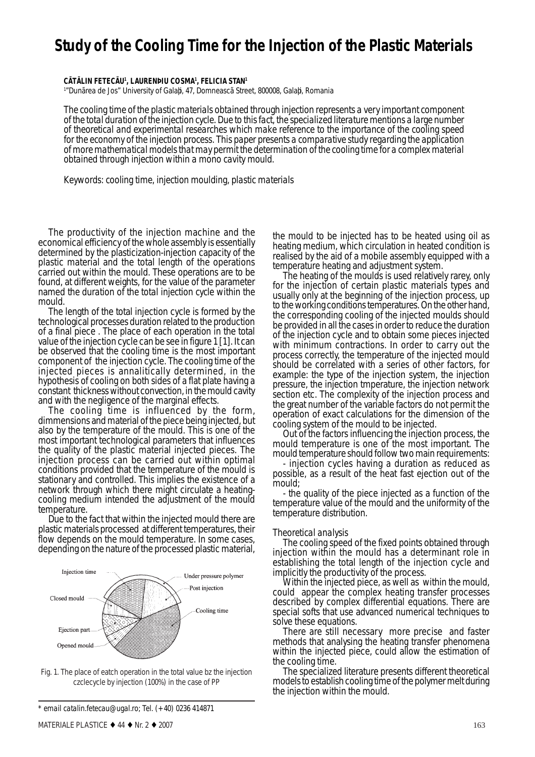# Study of the Cooling Time for the Injection of the Plastic Materials

**CĂTĂLIN FETECĂU[1], LAURENŢIU COSMA[1], FELICIA STAN[1]**

[1]"Dunărea de Jos" University of Galaţi, 47, Domnească Street, 800008, Galaţi, Romania

*The cooling time of the plastic materials obtained through injection represents a very important component of the total duration of the injection cycle. Due to this fact, the specialized literature mentions a large number of theoretical and experimental researches which make reference to the importance of the cooling speed for the economy of the injection process. This paper presents a comparative study regarding the application of more mathematical models that may permit the determination of the cooling time for a complex material obtained through injection within a mono cavity mould.*

*Keywords: cooling time, injection moulding, plastic materials*

The productivity of the injection machine and the economical efficiency of the whole assembly is essentially determined by the plasticization-injection capacity of the plastic material and the total length of the operations carried out within the mould. These operations are to be found, at different weights, for the value of the parameter named the duration of the total injection cycle within the mould.

The length of the total injection cycle is formed by the technological processes duration related to the production of a final piece . The place of each operation in the total value of the injection cycle can be see in figure 1 [1]. It can be observed that the cooling time is the most important component of the injection cycle. The cooling time of the injected pieces is annalitically determined, in the hypothesis of cooling on both sides of a flat plate having a constant thickness without convection, in the mould cavity and with the negligence of the marginal effects.

The cooling time is influenced by the form, dimmensions and material of the piece being injected, but also by the temperature of the mould. This is one of the most important technological parameters that influences the quality of the plastic material injected pieces. The injection process can be carried out within optimal conditions provided that the temperature of the mould is stationary and controlled. This implies the existence of a network through which there might circulate a heating-cooling medium intended the adjustment of the mould temperature.

Due to the fact that within the injected mould there are plastic materials processed at different temperatures, their flow depends on the mould temperature. In some cases, depending on the nature of the processed plastic material, the mould to be injected has to be heated using oil as heating medium, which circulation in heated condition is realised by the aid of a mobile assembly equipped with a temperature heating and adjustment system.

Fig. 1. The place of eatch operation in the total value bz the injection czclecycle by injection (100%) in the case of PP

The heating of the moulds is used relatively rarey, only for the injection of certain plastic materials types and usually only at the beginning of the injection process, up to the working conditions temperatures. On the other hand, the corresponding cooling of the injected moulds should be provided in all the cases in order to reduce the duration of the injection cycle and to obtain some pieces injected with minimum contractions. In order to carry out the process correctly, the temperature of the injected mould should be correlated with a series of other factors, for example: the type of the injection system, the injection pressure, the injection tmperature, the injection network section etc. The complexity of the injection process and the great number of the variable factors do not permit the operation of exact calculations for the dimension of the cooling system of the mould to be injected.

Out of the factors influencing the injection process, the mould temperature is one of the most important. The mould temperature should follow two main requirements:

- injection cycles having a duration as reduced as possible, as a result of the heat fast ejection out of the mould;
- the quality of the piece injected as a function of the temperature value of the mould and the uniformity of the temperature distribution.

*Theoretical analysis*

The cooling speed of the fixed points obtained through injection within the mould has a determinant role in establishing the total length of the injection cycle and implicitly the productivity of the process.

Within the injected piece, as well as within the mould, could appear the complex heating transfer processes described by complex differential equations. There are special softs that use advanced numerical techniques to solve these equations.

There are still necessary more precise and faster methods that analysing the heating transfer phenomena within the injected piece, could allow the estimation of the cooling time.

The specialized literature presents different theoretical models to establish cooling time of the polymer melt during the injection within the mould.

\* email catalin.fetecau@ugal.ro; Tel. (+40) 0236 414871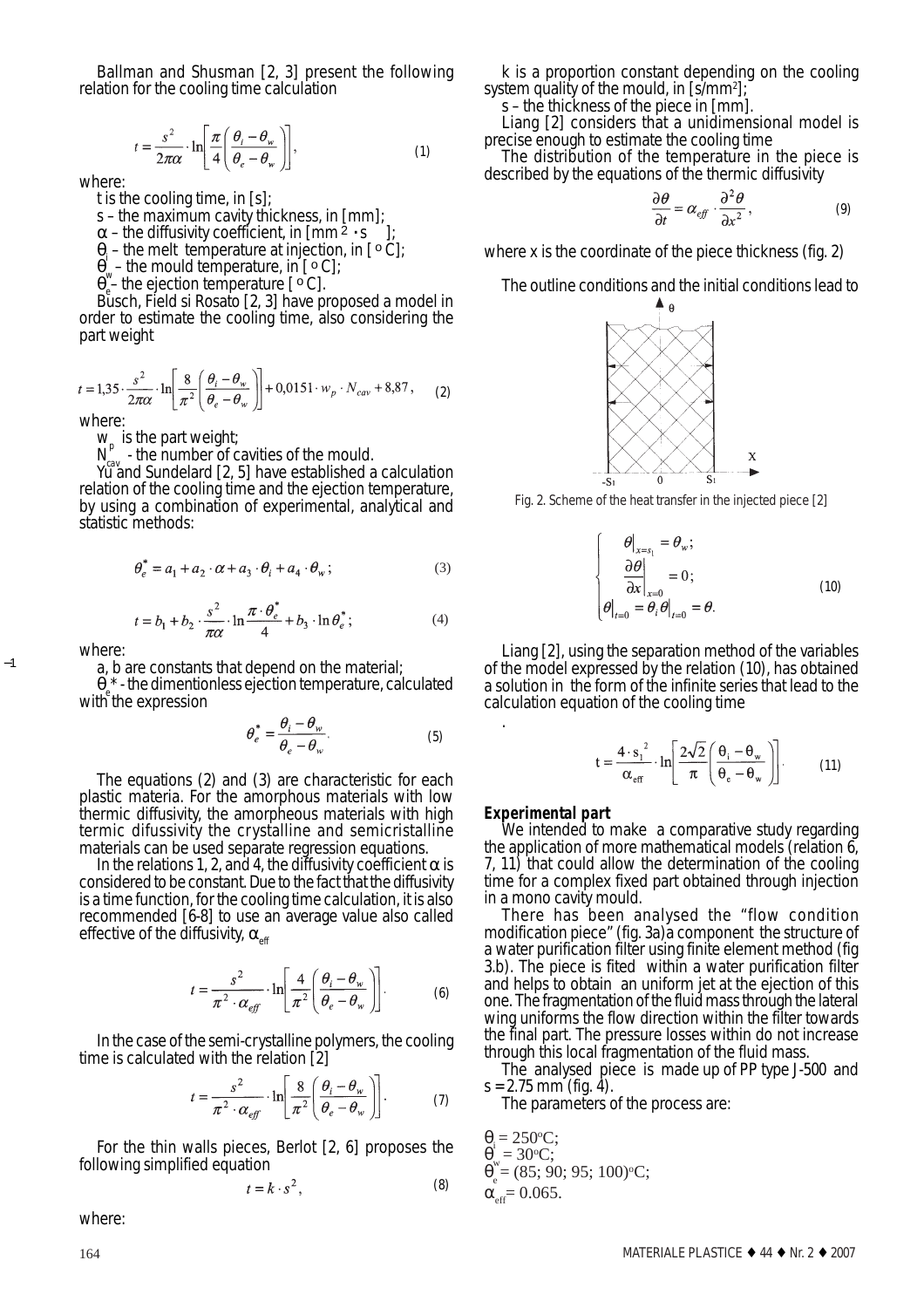Ballman and Shusman [2, 3] present the following relation for the cooling time calculation

$$t = \frac{s^2}{2\pi\alpha} \cdot \ln\left[\frac{\pi}{4}\left(\frac{\theta_i - \theta_w}{\theta_e - \theta_w}\right)\right], \qquad (1)$$

where:

t is the cooling time, in [s];

s – the maximum cavity thickness, in [mm];

$\alpha$ – the diffusivity coefficient, in [$mm^2 \cdot s^{-1}$];

$\theta_i$ – the melt temperature at injection, in [ °C];

$\theta_w$ – the mould temperature, in [ °C];

$\theta_e$ – the ejection temperature [ °C].

Busch, Field si Rosato [2, 3] have proposed a model in order to estimate the cooling time, also considering the part weight

$$t = 1{,}35 \cdot \frac{s^2}{2\pi\alpha} \cdot \ln\left[\frac{8}{\pi^2}\left(\frac{\theta_i - \theta_w}{\theta_e - \theta_w}\right)\right] + 0{,}0151 \cdot w_p \cdot N_{cav} + 8{,}87, \qquad (2)$$

where:

$w_p$ is the part weight;

$N_{cav}$ - the number of cavities of the mould.

Yu and Sundelard [2, 5] have established a calculation relation of the cooling time and the ejection temperature, by using a combination of experimental, analytical and statistic methods:

$$\theta_e^* = a_1 + a_2 \cdot \alpha + a_3 \cdot \theta_i + a_4 \cdot \theta_w ; \qquad (3)$$

$$t = b_1 + b_2 \cdot \frac{s^2}{\pi\alpha} \cdot \ln\frac{\pi \cdot \theta_e^*}{4} + b_3 \cdot \ln\theta_e^* ; \qquad (4)$$

where:

a, b are constants that depend on the material;

$\theta_e^*$ - the dimentionless ejection temperature, calculated with the expression

$$\theta_e^* = \frac{\theta_i - \theta_w}{\theta_e - \theta_w}. \qquad (5)$$

The equations (2) and (3) are characteristic for each plastic materia. For the amorphous materials with low thermic diffusivity, the amorpheous materials with high termic difussivity the crystalline and semicristalline materials can be used separate regression equations.

In the relations 1, 2, and 4, the diffusivity coefficient $\alpha$ is considered to be constant. Due to the fact that the diffusivity is a time function, for the cooling time calculation, it is also recommended [6-8] to use an average value also called effective of the diffusivity, $\alpha_{eff}$

$$t = \frac{s^2}{\pi^2 \cdot \alpha_{eff}} \cdot \ln\left[\frac{4}{\pi^2}\left(\frac{\theta_i - \theta_w}{\theta_e - \theta_w}\right)\right]. \qquad (6)$$

In the case of the semi-crystalline polymers, the cooling time is calculated with the relation [2]

$$t = \frac{s^2}{\pi^2 \cdot \alpha_{eff}} \cdot \ln\left[\frac{8}{\pi^2}\left(\frac{\theta_i - \theta_w}{\theta_e - \theta_w}\right)\right]. \qquad (7)$$

For the thin walls pieces, Berlot [2, 6] proposes the following simplified equation

$$t = k \cdot s^2, \qquad (8)$$

where:

k is a proportion constant depending on the cooling system quality of the mould, in [$s/mm^2$];

s – the thickness of the piece in [mm].

Liang [2] considers that a unidimensional model is precise enough to estimate the cooling time

The distribution of the temperature in the piece is described by the equations of the thermic diffusivity

$$\frac{\partial\theta}{\partial t} = \alpha_{eff} \cdot \frac{\partial^2\theta}{\partial x^2}, \qquad (9)$$

where x is the coordinate of the piece thickness (fig. 2)

The outline conditions and the initial conditions lead to

Fig. 2. Scheme of the heat transfer in the injected piece [2]

$$\begin{cases} \theta\big|_{x=s_1} = \theta_w; \\ \dfrac{\partial\theta}{\partial x}\bigg|_{x=0} = 0; \\ \theta\big|_{t=0} = \theta_i \theta\big|_{t=0} = \theta. \end{cases} \qquad (10)$$

Liang [2], using the separation method of the variables of the model expressed by the relation (10), has obtained a solution in the form of the infinite series that lead to the calculation equation of the cooling time

$$t = \frac{4 \cdot s_1^2}{\alpha_{eff}} \cdot \ln\left[\frac{2\sqrt{2}}{\pi}\left(\frac{\theta_i - \theta_w}{\theta_e - \theta_w}\right)\right]. \qquad (11)$$

**Experimental part**

We intended to make a comparative study regarding the application of more mathematical models (relation 6, 7, 11) that could allow the determination of the cooling time for a complex fixed part obtained through injection in a mono cavity mould.

There has been analysed the "flow condition modification piece" (fig. 3a) a component the structure of a water purification filter using finite element method (fig 3.b). The piece is fited within a water purification filter and helps to obtain an uniform jet at the ejection of this one. The fragmentation of the fluid mass through the lateral wing uniforms the flow direction within the filter towards the final part. The pressure losses within do not increase through this local fragmentation of the fluid mass.

The analysed piece is made up of PP type J-500 and s = 2.75 mm (fig. 4).

The parameters of the process are:

$\theta_i = 250°C$;

$\theta_w = 30°C$;

$\theta_e = (85; 90; 95; 100)°C$;

$\alpha_{eff} = 0.065$.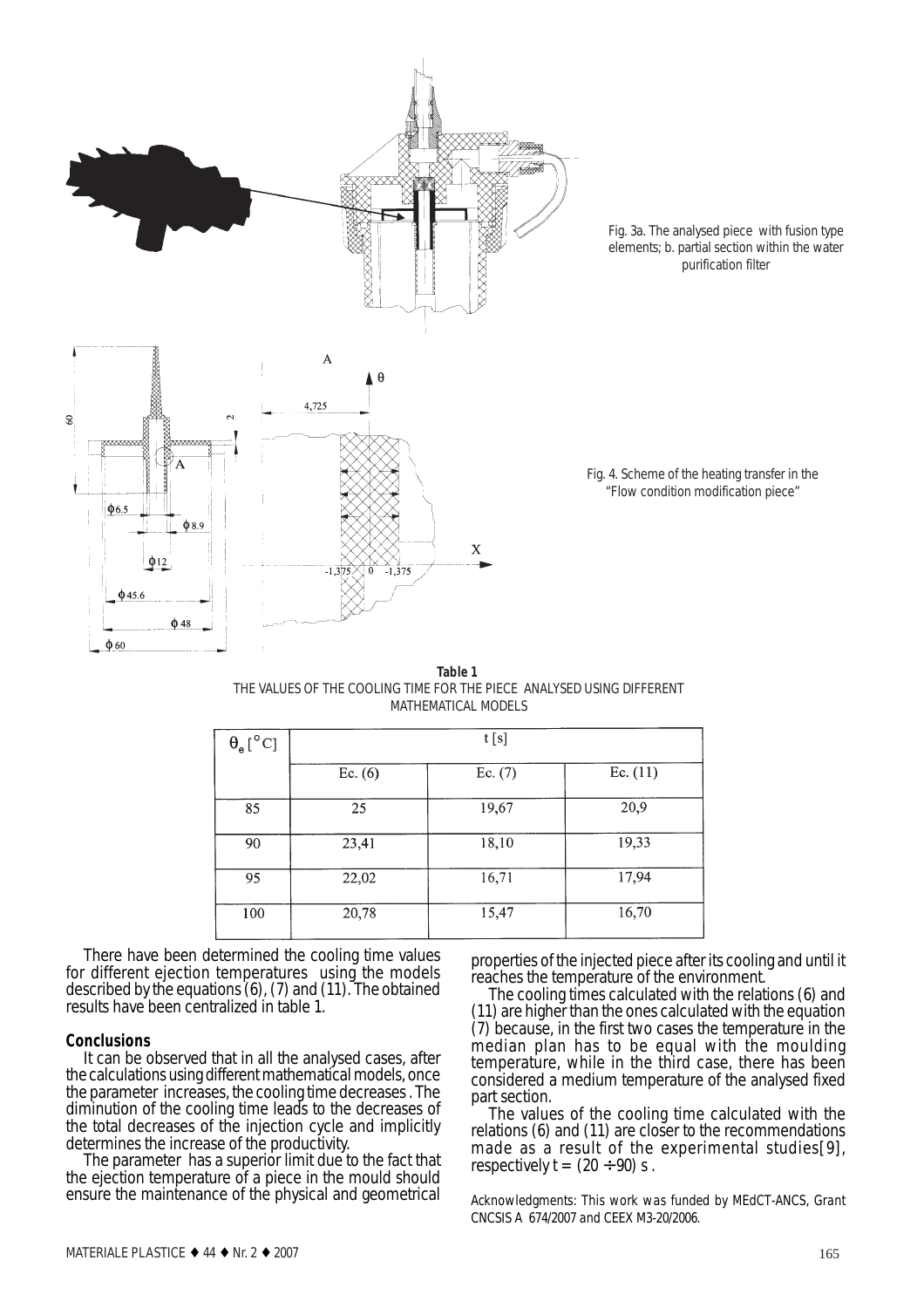Fig. 3a. The analysed piece with fusion type elements; b. partial section within the water purification filter

Fig. 4. Scheme of the heating transfer in the "Flow condition modification piece"

**Table 1**
THE VALUES OF THE COOLING TIME FOR THE PIECE ANALYSED USING DIFFERENT MATHEMATICAL MODELS

| $\theta_e$ [°C] | t [s] | | |
|---|---|---|---|
| | Ec. (6) | Ec. (7) | Ec. (11) |
| 85 | 25 | 19,67 | 20,9 |
| 90 | 23,41 | 18,10 | 19,33 |
| 95 | 22,02 | 16,71 | 17,94 |
| 100 | 20,78 | 15,47 | 16,70 |

There have been determined the cooling time values for different ejection temperatures using the models described by the equations (6), (7) and (11). The obtained results have been centralized in table 1.

## Conclusions

It can be observed that in all the analysed cases, after the calculations using different mathematical models, once the parameter increases, the cooling time decreases . The diminution of the cooling time leads to the decreases of the total decreases of the injection cycle and implicitly determines the increase of the productivity.

The parameter has a superior limit due to the fact that the ejection temperature of a piece in the mould should ensure the maintenance of the physical and geometrical properties of the injected piece after its cooling and until it reaches the temperature of the environment.

The cooling times calculated with the relations (6) and (11) are higher than the ones calculated with the equation (7) because, in the first two cases the temperature in the median plan has to be equal with the moulding temperature, while in the third case, there has been considered a medium temperature of the analysed fixed part section.

The values of the cooling time calculated with the relations (6) and (11) are closer to the recommendations made as a result of the experimental studies[9], respectively $t = (20 \div 90)$ s .

Acknowledgments: This work was funded by MEdCT-ANCS, Grant CNCSIS A 674/2007 and CEEX M3-20/2006.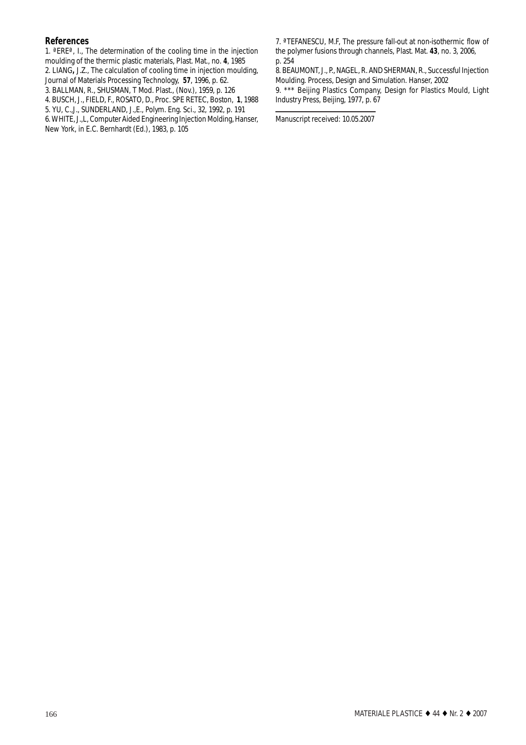## References

1. ªEREª, I., The determination of the cooling time in the injection moulding of the thermic plastic materials, Plast. Mat., no. **4**, 1985
2. LIANG**,** J.Z., The calculation of cooling time in injection moulding, Journal of Materials Processing Technology, **57**, 1996, p. 62.
3. BALLMAN, R., SHUSMAN, T Mod. Plast., (Nov.), 1959, p. 126
4. BUSCH, J., FIELD, F., ROSATO, D., Proc. SPE RETEC, Boston, **1**, 1988
5. YU, C.,J., SUNDERLAND, J.,E., Polym. Eng. Sci., 32, 1992, p. 191
6. WHITE, J.,L, Computer Aided Engineering Injection Molding, Hanser, New York, in E.C. Bernhardt (Ed.), 1983, p. 105
7. ªTEFANESCU, M.F, The pressure fall-out at non-isothermic flow of the polymer fusions through channels, Plast. Mat. **43**, no. 3, 2006, p. 254
8. BEAUMONT, J., P., NAGEL, R. AND SHERMAN, R., Successful Injection Moulding. Process, Design and Simulation. Hanser, 2002
9. *** Beijing Plastics Company, Design for Plastics Mould, Light Industry Press, Beijing, 1977, p. 67

Manuscript received: 10.05.2007